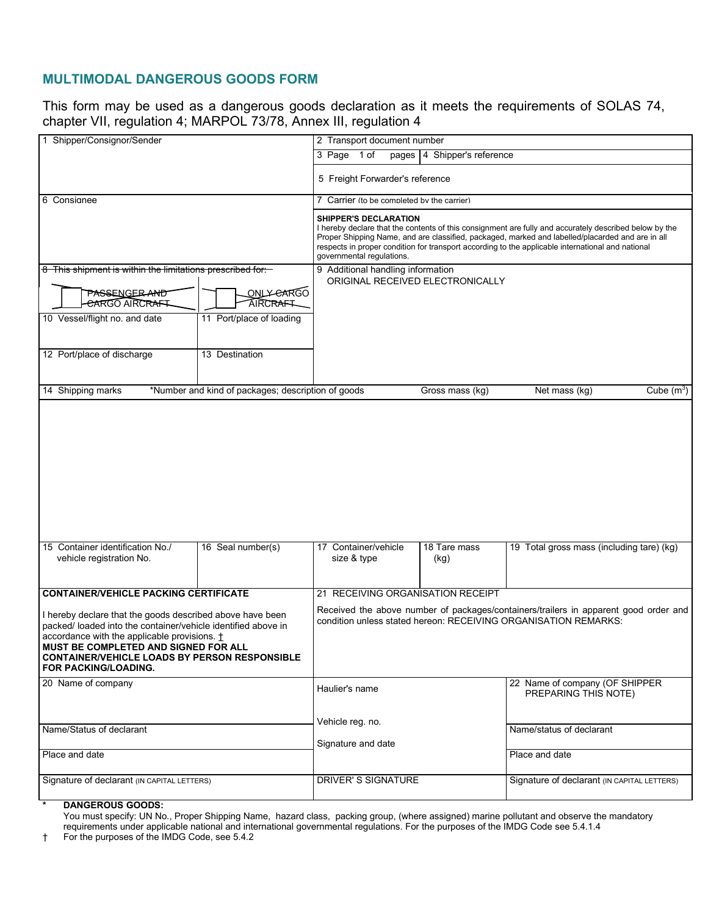## MULTIMODAL DANGEROUS GOODS FORM

This form may be used as a dangerous goods declaration as it meets the requirements of SOLAS 74, chapter VII, regulation 4; MARPOL 73/78, Annex III, regulation 4

| | | | | |
|---|---|---|---|---|
| 1 Shipper/Consignor/Sender | | 2 Transport document number | | |
| | | 3 Page 1 of pages | 4 Shipper's reference | |
| | | 5 Freight Forwarder's reference | | |
| 6 Consignee | | 7 Carrier (to be completed by the carrier) | | |
| | | **SHIPPER'S DECLARATION** I hereby declare that the contents of this consignment are fully and accurately described below by the Proper Shipping Name, and are classified, packaged, marked and labelled/placarded and are in all respects in proper condition for transport according to the applicable international and national governmental regulations. | | |
| ~~8 This shipment is within the limitations prescribed for:~~ ~~PASSENGER AND CARGO AIRCRAFT~~ | ~~ONLY CARGO AIRCRAFT~~ | 9 Additional handling information ORIGINAL RECEIVED ELECTRONICALLY | | |
| 10 Vessel/flight no. and date | 11 Port/place of loading | | | |
| 12 Port/place of discharge | 13 Destination | | | |

| 14 Shipping marks | *Number and kind of packages; description of goods | Gross mass (kg) | Net mass (kg) | Cube ($m^3$) |
|---|---|---|---|---|
| | | | | |

| 15 Container identification No./ vehicle registration No. | 16 Seal number(s) | 17 Container/vehicle size & type | 18 Tare mass (kg) | 19 Total gross mass (including tare) (kg) |
|---|---|---|---|---|
| | | | | |

| | | |
|---|---|---|
| **CONTAINER/VEHICLE PACKING CERTIFICATE** I hereby declare that the goods described above have been packed/ loaded into the container/vehicle identified above in accordance with the applicable provisions. † **MUST BE COMPLETED AND SIGNED FOR ALL CONTAINER/VEHICLE LOADS BY PERSON RESPONSIBLE FOR PACKING/LOADING.** | 21 RECEIVING ORGANISATION RECEIPT Received the above number of packages/containers/trailers in apparent good order and condition unless stated hereon: RECEIVING ORGANISATION REMARKS: | |
| 20 Name of company | Haulier's name | 22 Name of company (OF SHIPPER PREPARING THIS NOTE) |
| Name/Status of declarant | Vehicle reg. no. | Name/status of declarant |
| Place and date | Signature and date | Place and date |
| Signature of declarant (IN CAPITAL LETTERS) | DRIVER' S SIGNATURE | Signature of declarant (IN CAPITAL LETTERS) |

\* **DANGEROUS GOODS:**
You must specify: UN No., Proper Shipping Name, hazard class, packing group, (where assigned) marine pollutant and observe the mandatory requirements under applicable national and international governmental regulations. For the purposes of the IMDG Code see 5.4.1.4

† For the purposes of the IMDG Code, see 5.4.2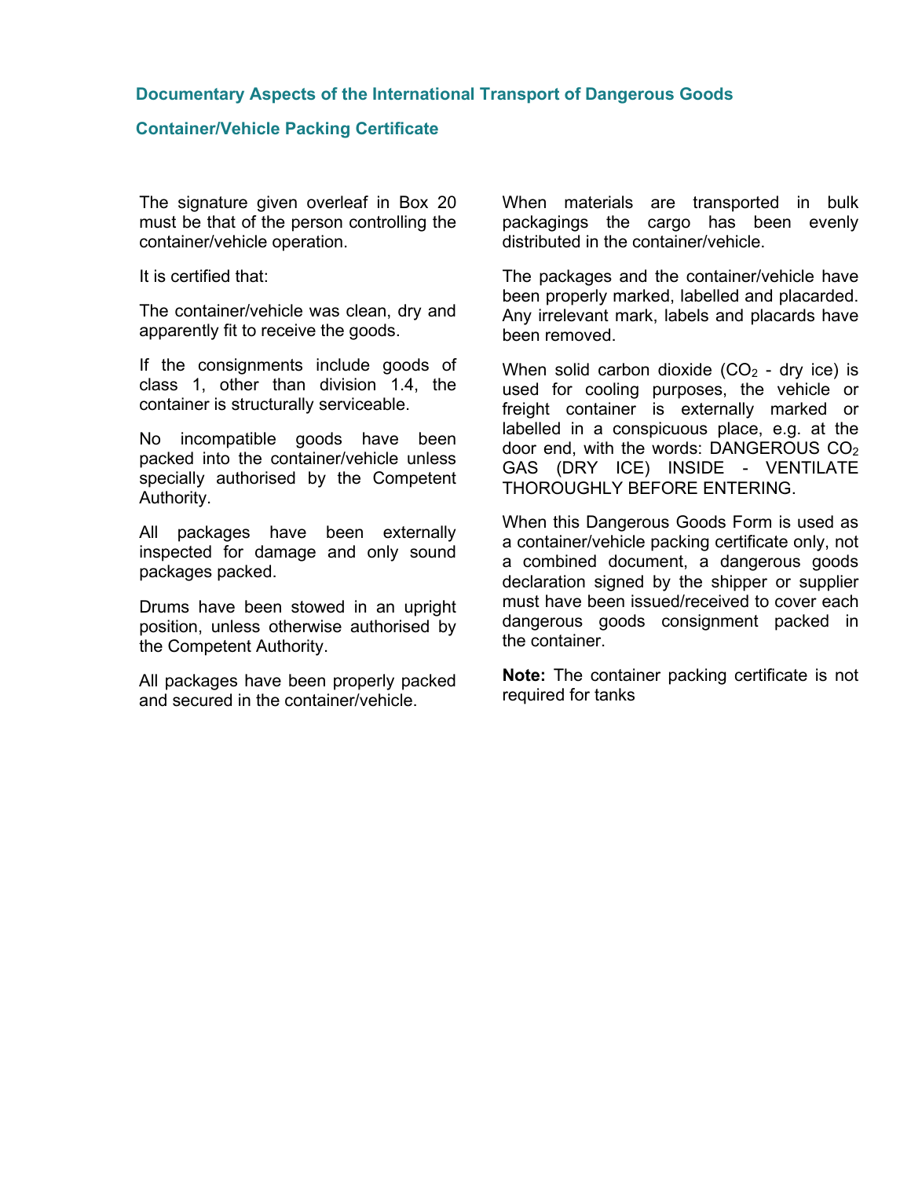## Documentary Aspects of the International Transport of Dangerous Goods

## Container/Vehicle Packing Certificate

The signature given overleaf in Box 20 must be that of the person controlling the container/vehicle operation.

It is certified that:

The container/vehicle was clean, dry and apparently fit to receive the goods.

If the consignments include goods of class 1, other than division 1.4, the container is structurally serviceable.

No incompatible goods have been packed into the container/vehicle unless specially authorised by the Competent Authority.

All packages have been externally inspected for damage and only sound packages packed.

Drums have been stowed in an upright position, unless otherwise authorised by the Competent Authority.

All packages have been properly packed and secured in the container/vehicle.

When materials are transported in bulk packagings the cargo has been evenly distributed in the container/vehicle.

The packages and the container/vehicle have been properly marked, labelled and placarded. Any irrelevant mark, labels and placards have been removed.

When solid carbon dioxide ($CO_2$ - dry ice) is used for cooling purposes, the vehicle or freight container is externally marked or labelled in a conspicuous place, e.g. at the door end, with the words: DANGEROUS $CO_2$ GAS (DRY ICE) INSIDE - VENTILATE THOROUGHLY BEFORE ENTERING.

When this Dangerous Goods Form is used as a container/vehicle packing certificate only, not a combined document, a dangerous goods declaration signed by the shipper or supplier must have been issued/received to cover each dangerous goods consignment packed in the container.

**Note:** The container packing certificate is not required for tanks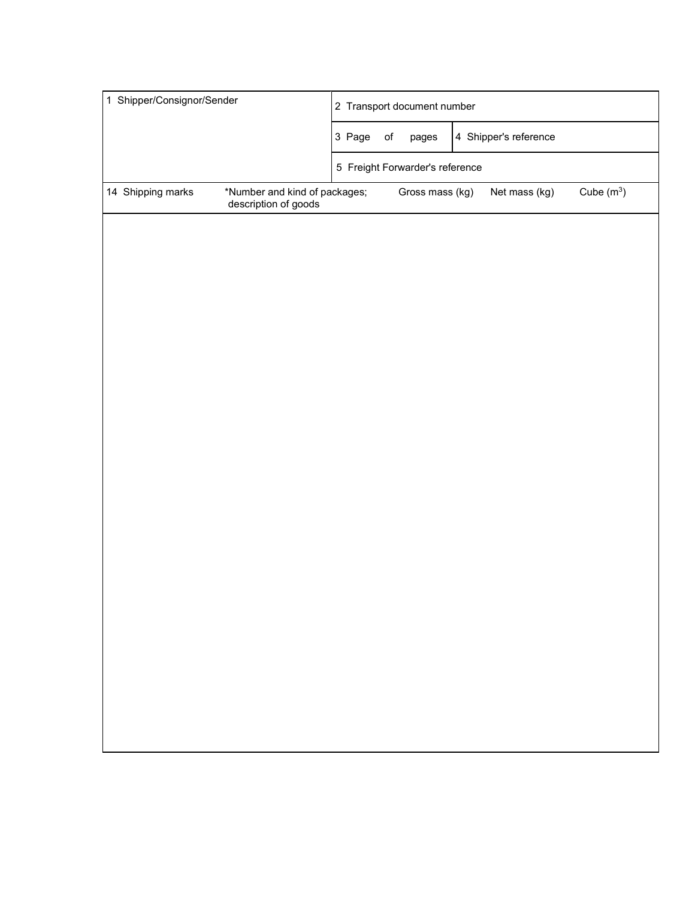| 1 Shipper/Consignor/Sender | 2 Transport document number | |
|---|---|---|
| | 3 Page of pages | 4 Shipper's reference |
| | 5 Freight Forwarder's reference | |

| 14 Shipping marks | *Number and kind of packages; description of goods | Gross mass (kg) | Net mass (kg) | Cube ($m^3$) |
|---|---|---|---|---|
| | | | | |